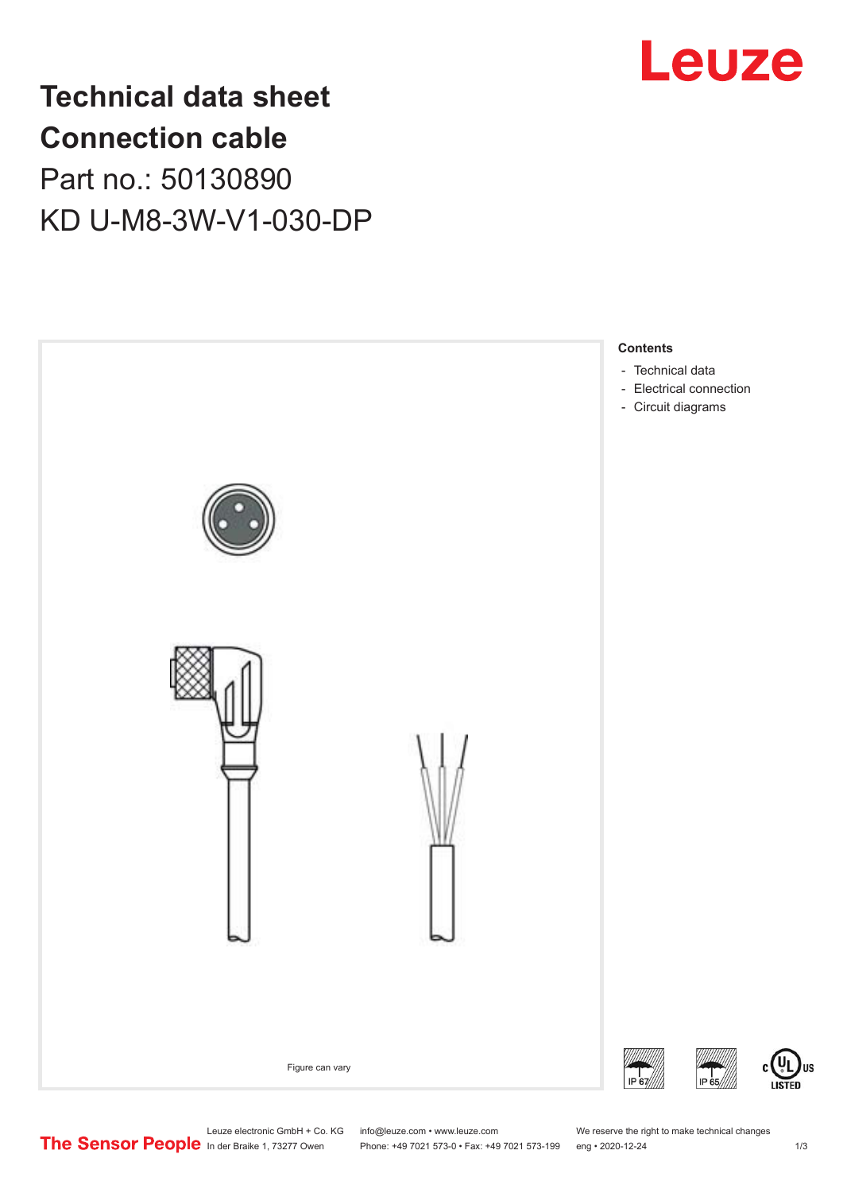# Technical data sheet
# Connection cable

## Part no.: 50130890

## KD U-M8-3W-V1-030-DP

Figure can vary

**Contents**

- Technical data
- Electrical connection
- Circuit diagrams

Leuze electronic GmbH + Co. KG
In der Braike 1, 73277 Owen

info@leuze.com • www.leuze.com
Phone: +49 7021 573-0 • Fax: +49 7021 573-199

We reserve the right to make technical changes
eng • 2020-12-24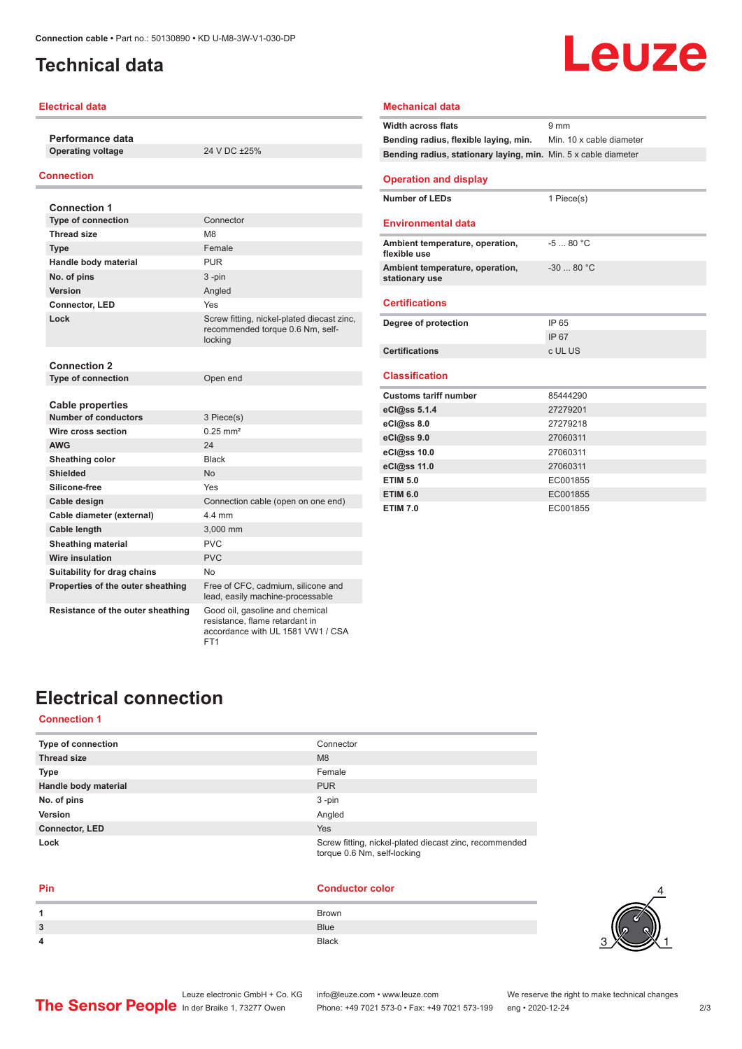# Technical data

## Electrical data

| **Performance data** | |
|---|---|
| **Operating voltage** | 24 V DC ±25% |

## Connection

| **Connection 1** | |
|---|---|
| **Type of connection** | Connector |
| **Thread size** | M8 |
| **Type** | Female |
| **Handle body material** | PUR |
| **No. of pins** | 3 -pin |
| **Version** | Angled |
| **Connector, LED** | Yes |
| **Lock** | Screw fitting, nickel-plated diecast zinc, recommended torque 0.6 Nm, self-locking |

| **Connection 2** | |
|---|---|
| **Type of connection** | Open end |

| **Cable properties** | |
|---|---|
| **Number of conductors** | 3 Piece(s) |
| **Wire cross section** | 0.25 mm² |
| **AWG** | 24 |
| **Sheathing color** | Black |
| **Shielded** | No |
| **Silicone-free** | Yes |
| **Cable design** | Connection cable (open on one end) |
| **Cable diameter (external)** | 4.4 mm |
| **Cable length** | 3,000 mm |
| **Sheathing material** | PVC |
| **Wire insulation** | PVC |
| **Suitability for drag chains** | No |
| **Properties of the outer sheathing** | Free of CFC, cadmium, silicone and lead, easily machine-processable |
| **Resistance of the outer sheathing** | Good oil, gasoline and chemical resistance, flame retardant in accordance with UL 1581 VW1 / CSA FT1 |

## Mechanical data

| | |
|---|---|
| **Width across flats** | 9 mm |
| **Bending radius, flexible laying, min.** | Min. 10 x cable diameter |
| **Bending radius, stationary laying, min.** | Min. 5 x cable diameter |

## Operation and display

| | |
|---|---|
| **Number of LEDs** | 1 Piece(s) |

## Environmental data

| | |
|---|---|
| **Ambient temperature, operation, flexible use** | -5 ... 80 °C |
| **Ambient temperature, operation, stationary use** | -30 ... 80 °C |

## Certifications

| | |
|---|---|
| **Degree of protection** | IP 65 |
| | IP 67 |
| **Certifications** | c UL US |

## Classification

| | |
|---|---|
| **Customs tariff number** | 85444290 |
| **eCl@ss 5.1.4** | 27279201 |
| **eCl@ss 8.0** | 27279218 |
| **eCl@ss 9.0** | 27060311 |
| **eCl@ss 10.0** | 27060311 |
| **eCl@ss 11.0** | 27060311 |
| **ETIM 5.0** | EC001855 |
| **ETIM 6.0** | EC001855 |
| **ETIM 7.0** | EC001855 |

# Electrical connection

## Connection 1

| | |
|---|---|
| **Type of connection** | Connector |
| **Thread size** | M8 |
| **Type** | Female |
| **Handle body material** | PUR |
| **No. of pins** | 3 -pin |
| **Version** | Angled |
| **Connector, LED** | Yes |
| **Lock** | Screw fitting, nickel-plated diecast zinc, recommended torque 0.6 Nm, self-locking |

| Pin | Conductor color |
|---|---|
| 1 | Brown |
| 3 | Blue |
| 4 | Black |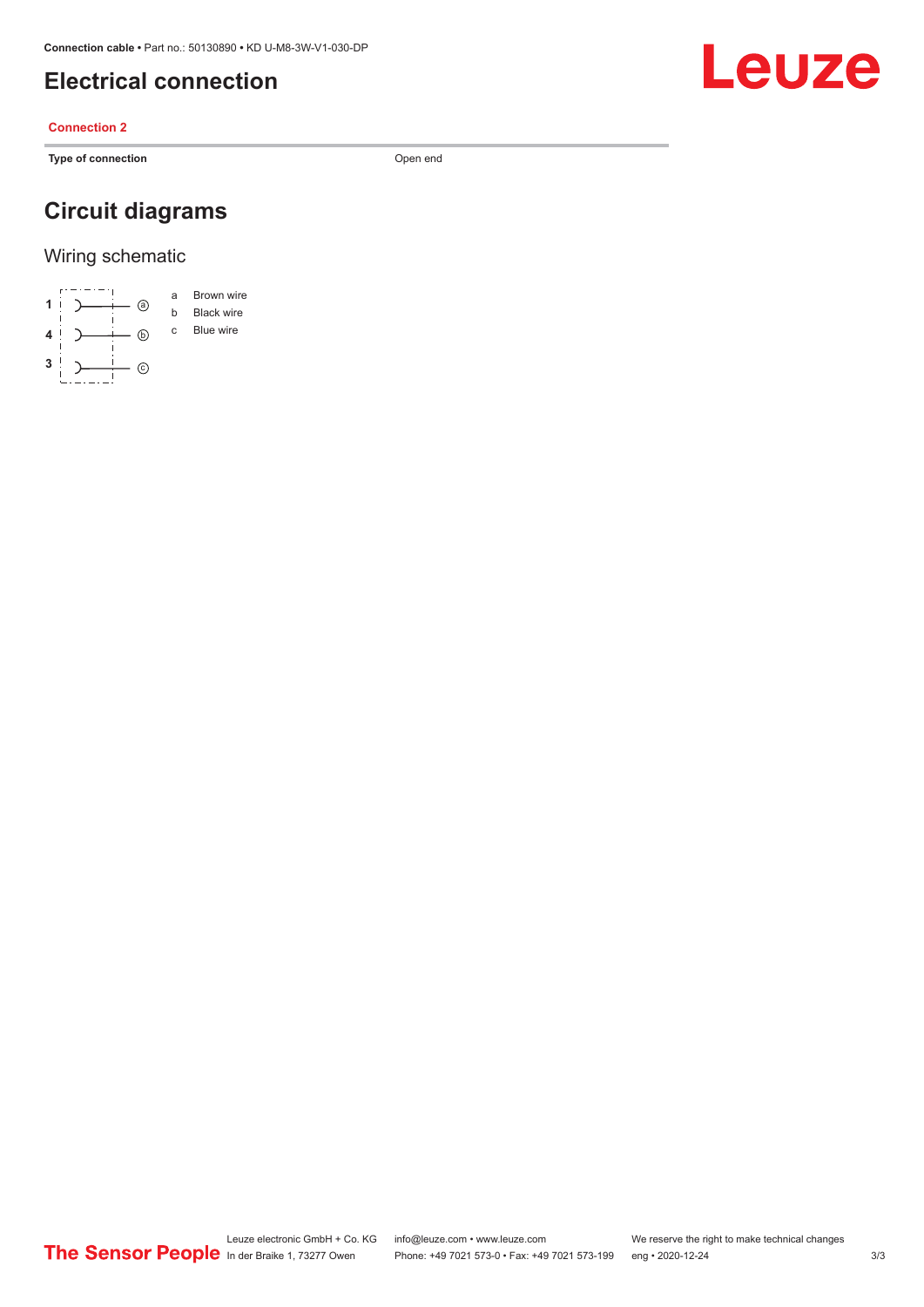# Electrical connection

**Connection 2**

| | |
|---|---|
| **Type of connection** | Open end |

# Circuit diagrams

## Wiring schematic

1
4
3
ⓐ
ⓑ
ⓒ

| | |
|---|---|
| a | Brown wire |
| b | Black wire |
| c | Blue wire |